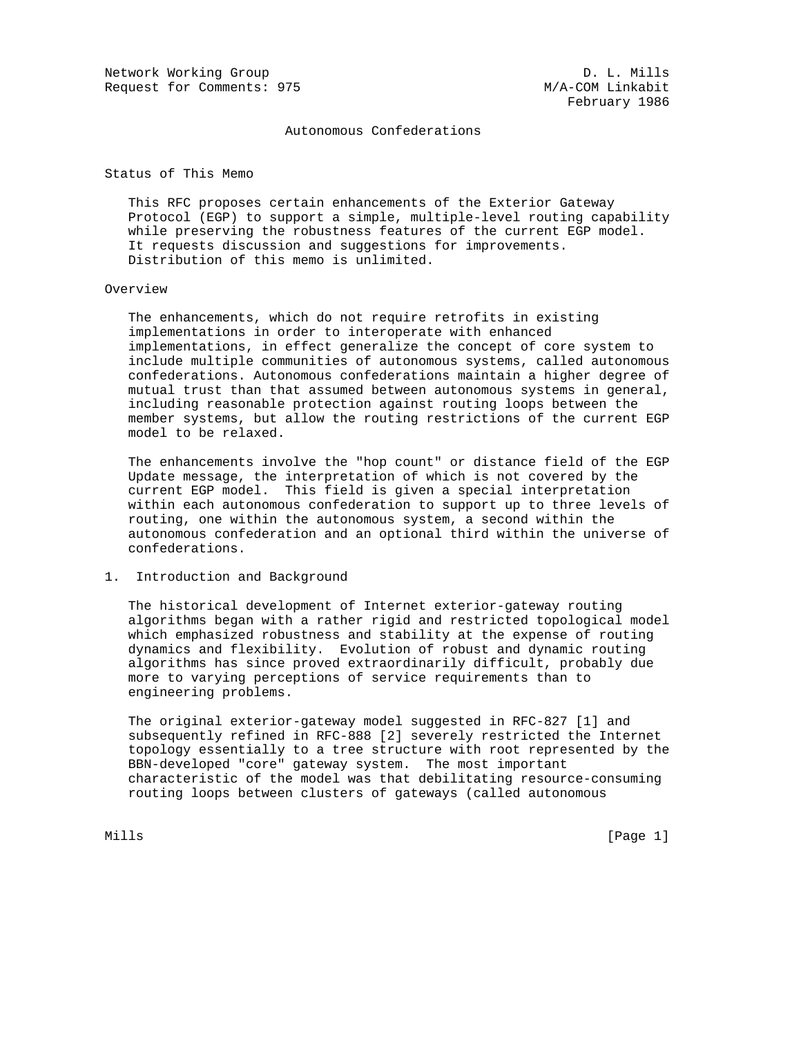Network Working Group                                    D. L. Mills
Request for Comments: 975                           M/A-COM Linkabit
                                                       February 1986

# Autonomous Confederations

## Status of This Memo

This RFC proposes certain enhancements of the Exterior Gateway Protocol (EGP) to support a simple, multiple-level routing capability while preserving the robustness features of the current EGP model. It requests discussion and suggestions for improvements. Distribution of this memo is unlimited.

## Overview

The enhancements, which do not require retrofits in existing implementations in order to interoperate with enhanced implementations, in effect generalize the concept of core system to include multiple communities of autonomous systems, called autonomous confederations. Autonomous confederations maintain a higher degree of mutual trust than that assumed between autonomous systems in general, including reasonable protection against routing loops between the member systems, but allow the routing restrictions of the current EGP model to be relaxed.

The enhancements involve the "hop count" or distance field of the EGP Update message, the interpretation of which is not covered by the current EGP model. This field is given a special interpretation within each autonomous confederation to support up to three levels of routing, one within the autonomous system, a second within the autonomous confederation and an optional third within the universe of confederations.

## 1. Introduction and Background

The historical development of Internet exterior-gateway routing algorithms began with a rather rigid and restricted topological model which emphasized robustness and stability at the expense of routing dynamics and flexibility. Evolution of robust and dynamic routing algorithms has since proved extraordinarily difficult, probably due more to varying perceptions of service requirements than to engineering problems.

The original exterior-gateway model suggested in RFC-827 [1] and subsequently refined in RFC-888 [2] severely restricted the Internet topology essentially to a tree structure with root represented by the BBN-developed "core" gateway system. The most important characteristic of the model was that debilitating resource-consuming routing loops between clusters of gateways (called autonomous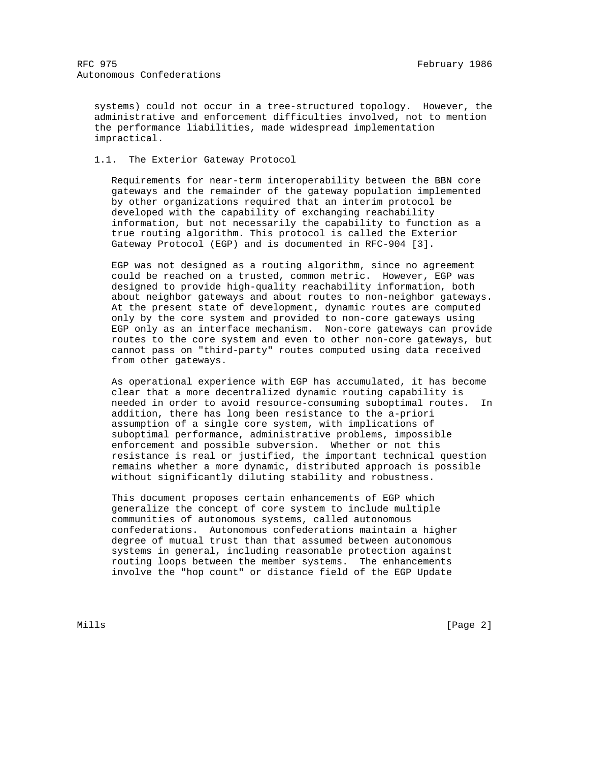systems) could not occur in a tree-structured topology. However, the administrative and enforcement difficulties involved, not to mention the performance liabilities, made widespread implementation impractical.

### 1.1. The Exterior Gateway Protocol

Requirements for near-term interoperability between the BBN core gateways and the remainder of the gateway population implemented by other organizations required that an interim protocol be developed with the capability of exchanging reachability information, but not necessarily the capability to function as a true routing algorithm. This protocol is called the Exterior Gateway Protocol (EGP) and is documented in RFC-904 [3].

EGP was not designed as a routing algorithm, since no agreement could be reached on a trusted, common metric. However, EGP was designed to provide high-quality reachability information, both about neighbor gateways and about routes to non-neighbor gateways. At the present state of development, dynamic routes are computed only by the core system and provided to non-core gateways using EGP only as an interface mechanism. Non-core gateways can provide routes to the core system and even to other non-core gateways, but cannot pass on "third-party" routes computed using data received from other gateways.

As operational experience with EGP has accumulated, it has become clear that a more decentralized dynamic routing capability is needed in order to avoid resource-consuming suboptimal routes. In addition, there has long been resistance to the a-priori assumption of a single core system, with implications of suboptimal performance, administrative problems, impossible enforcement and possible subversion. Whether or not this resistance is real or justified, the important technical question remains whether a more dynamic, distributed approach is possible without significantly diluting stability and robustness.

This document proposes certain enhancements of EGP which generalize the concept of core system to include multiple communities of autonomous systems, called autonomous confederations. Autonomous confederations maintain a higher degree of mutual trust than that assumed between autonomous systems in general, including reasonable protection against routing loops between the member systems. The enhancements involve the "hop count" or distance field of the EGP Update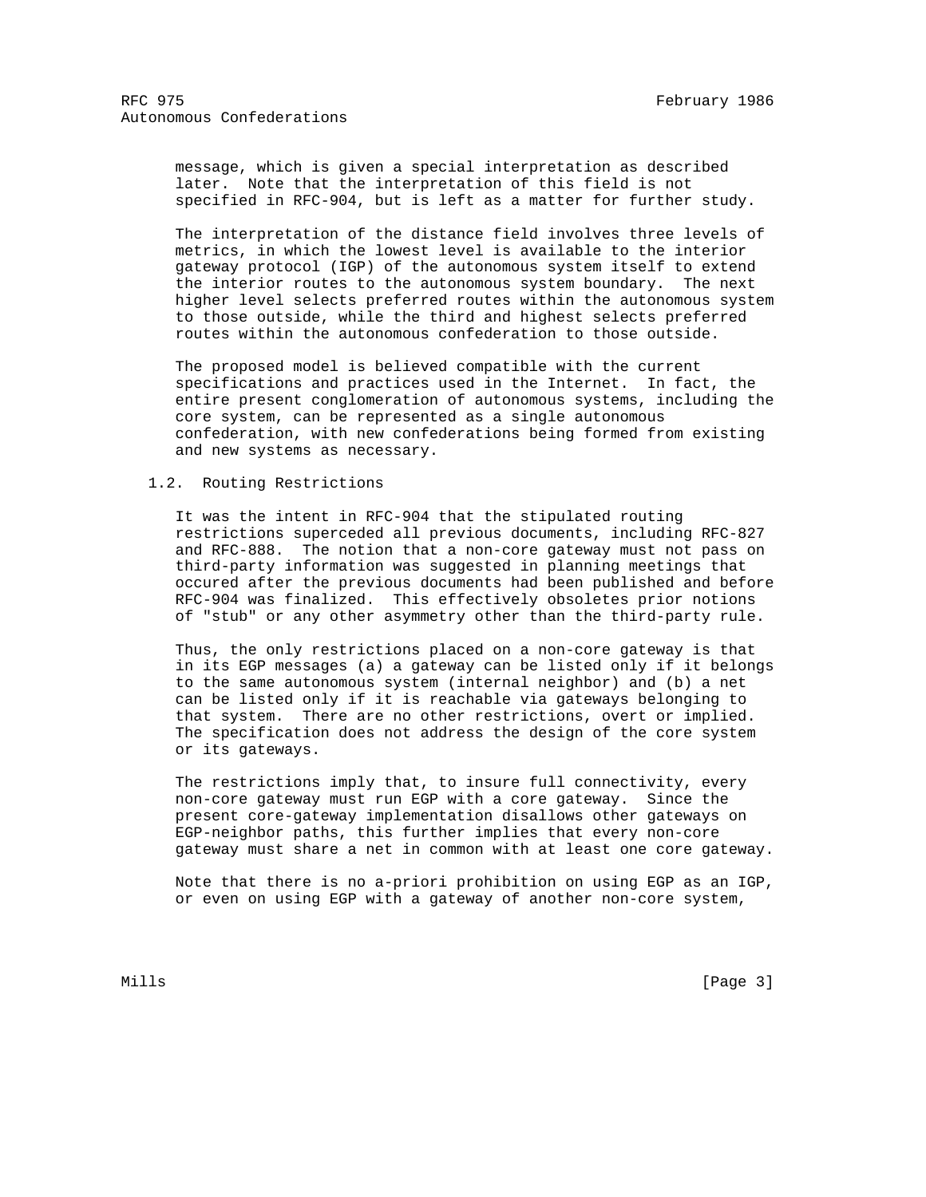message, which is given a special interpretation as described later. Note that the interpretation of this field is not specified in RFC-904, but is left as a matter for further study.

The interpretation of the distance field involves three levels of metrics, in which the lowest level is available to the interior gateway protocol (IGP) of the autonomous system itself to extend the interior routes to the autonomous system boundary. The next higher level selects preferred routes within the autonomous system to those outside, while the third and highest selects preferred routes within the autonomous confederation to those outside.

The proposed model is believed compatible with the current specifications and practices used in the Internet. In fact, the entire present conglomeration of autonomous systems, including the core system, can be represented as a single autonomous confederation, with new confederations being formed from existing and new systems as necessary.

## 1.2. Routing Restrictions

It was the intent in RFC-904 that the stipulated routing restrictions superceded all previous documents, including RFC-827 and RFC-888. The notion that a non-core gateway must not pass on third-party information was suggested in planning meetings that occured after the previous documents had been published and before RFC-904 was finalized. This effectively obsoletes prior notions of "stub" or any other asymmetry other than the third-party rule.

Thus, the only restrictions placed on a non-core gateway is that in its EGP messages (a) a gateway can be listed only if it belongs to the same autonomous system (internal neighbor) and (b) a net can be listed only if it is reachable via gateways belonging to that system. There are no other restrictions, overt or implied. The specification does not address the design of the core system or its gateways.

The restrictions imply that, to insure full connectivity, every non-core gateway must run EGP with a core gateway. Since the present core-gateway implementation disallows other gateways on EGP-neighbor paths, this further implies that every non-core gateway must share a net in common with at least one core gateway.

Note that there is no a-priori prohibition on using EGP as an IGP, or even on using EGP with a gateway of another non-core system,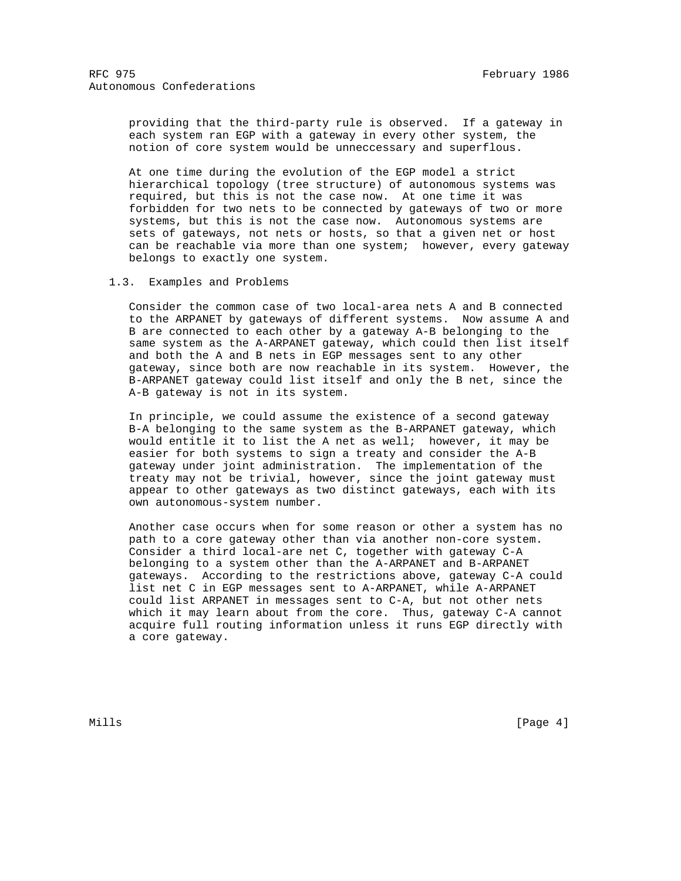providing that the third-party rule is observed. If a gateway in each system ran EGP with a gateway in every other system, the notion of core system would be unneccessary and superflous.

At one time during the evolution of the EGP model a strict hierarchical topology (tree structure) of autonomous systems was required, but this is not the case now. At one time it was forbidden for two nets to be connected by gateways of two or more systems, but this is not the case now. Autonomous systems are sets of gateways, not nets or hosts, so that a given net or host can be reachable via more than one system; however, every gateway belongs to exactly one system.

### 1.3. Examples and Problems

Consider the common case of two local-area nets A and B connected to the ARPANET by gateways of different systems. Now assume A and B are connected to each other by a gateway A-B belonging to the same system as the A-ARPANET gateway, which could then list itself and both the A and B nets in EGP messages sent to any other gateway, since both are now reachable in its system. However, the B-ARPANET gateway could list itself and only the B net, since the A-B gateway is not in its system.

In principle, we could assume the existence of a second gateway B-A belonging to the same system as the B-ARPANET gateway, which would entitle it to list the A net as well; however, it may be easier for both systems to sign a treaty and consider the A-B gateway under joint administration. The implementation of the treaty may not be trivial, however, since the joint gateway must appear to other gateways as two distinct gateways, each with its own autonomous-system number.

Another case occurs when for some reason or other a system has no path to a core gateway other than via another non-core system. Consider a third local-are net C, together with gateway C-A belonging to a system other than the A-ARPANET and B-ARPANET gateways. According to the restrictions above, gateway C-A could list net C in EGP messages sent to A-ARPANET, while A-ARPANET could list ARPANET in messages sent to C-A, but not other nets which it may learn about from the core. Thus, gateway C-A cannot acquire full routing information unless it runs EGP directly with a core gateway.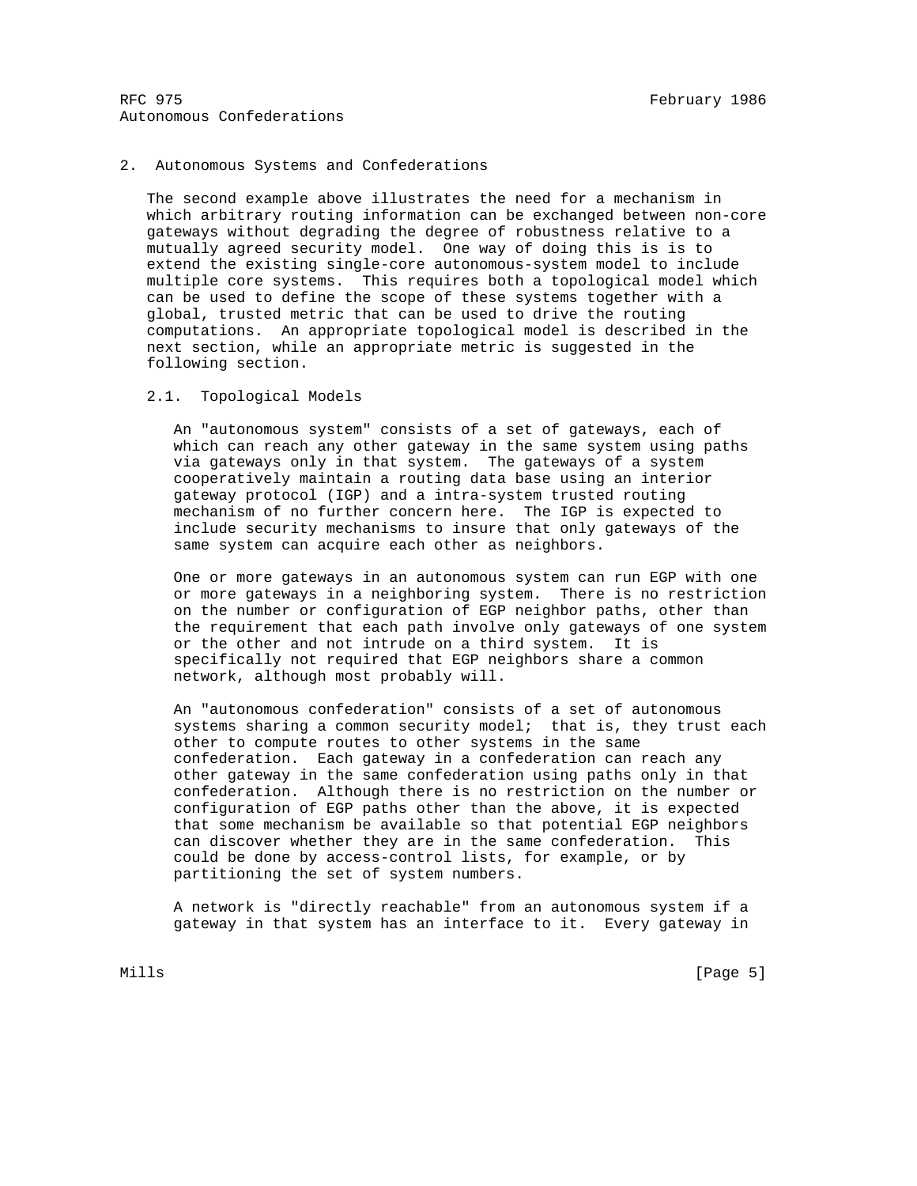## 2. Autonomous Systems and Confederations

The second example above illustrates the need for a mechanism in which arbitrary routing information can be exchanged between non-core gateways without degrading the degree of robustness relative to a mutually agreed security model. One way of doing this is is to extend the existing single-core autonomous-system model to include multiple core systems. This requires both a topological model which can be used to define the scope of these systems together with a global, trusted metric that can be used to drive the routing computations. An appropriate topological model is described in the next section, while an appropriate metric is suggested in the following section.

### 2.1. Topological Models

An "autonomous system" consists of a set of gateways, each of which can reach any other gateway in the same system using paths via gateways only in that system. The gateways of a system cooperatively maintain a routing data base using an interior gateway protocol (IGP) and a intra-system trusted routing mechanism of no further concern here. The IGP is expected to include security mechanisms to insure that only gateways of the same system can acquire each other as neighbors.

One or more gateways in an autonomous system can run EGP with one or more gateways in a neighboring system. There is no restriction on the number or configuration of EGP neighbor paths, other than the requirement that each path involve only gateways of one system or the other and not intrude on a third system. It is specifically not required that EGP neighbors share a common network, although most probably will.

An "autonomous confederation" consists of a set of autonomous systems sharing a common security model; that is, they trust each other to compute routes to other systems in the same confederation. Each gateway in a confederation can reach any other gateway in the same confederation using paths only in that confederation. Although there is no restriction on the number or configuration of EGP paths other than the above, it is expected that some mechanism be available so that potential EGP neighbors can discover whether they are in the same confederation. This could be done by access-control lists, for example, or by partitioning the set of system numbers.

A network is "directly reachable" from an autonomous system if a gateway in that system has an interface to it. Every gateway in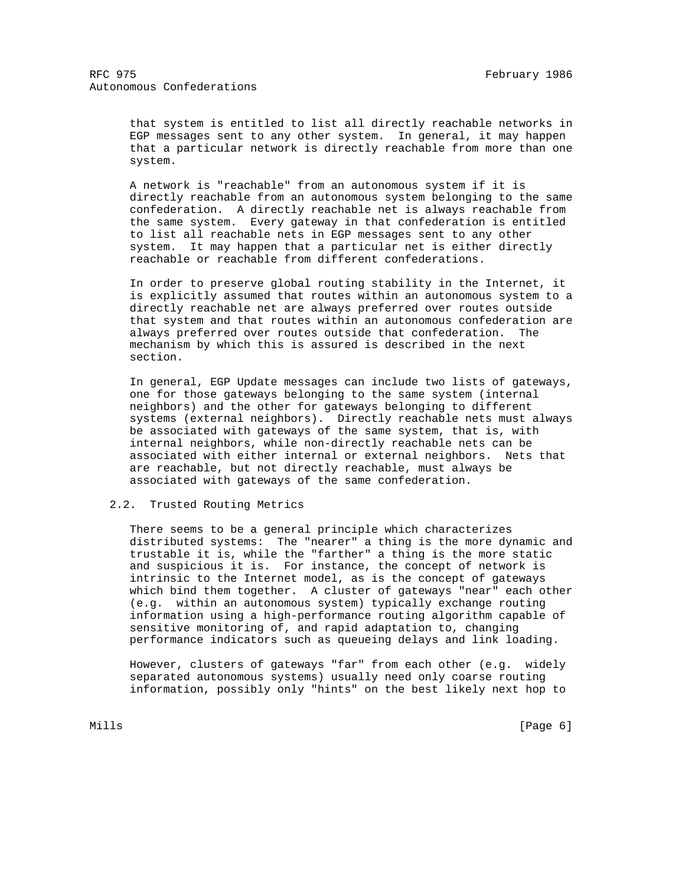that system is entitled to list all directly reachable networks in EGP messages sent to any other system. In general, it may happen that a particular network is directly reachable from more than one system.

A network is "reachable" from an autonomous system if it is directly reachable from an autonomous system belonging to the same confederation. A directly reachable net is always reachable from the same system. Every gateway in that confederation is entitled to list all reachable nets in EGP messages sent to any other system. It may happen that a particular net is either directly reachable or reachable from different confederations.

In order to preserve global routing stability in the Internet, it is explicitly assumed that routes within an autonomous system to a directly reachable net are always preferred over routes outside that system and that routes within an autonomous confederation are always preferred over routes outside that confederation. The mechanism by which this is assured is described in the next section.

In general, EGP Update messages can include two lists of gateways, one for those gateways belonging to the same system (internal neighbors) and the other for gateways belonging to different systems (external neighbors). Directly reachable nets must always be associated with gateways of the same system, that is, with internal neighbors, while non-directly reachable nets can be associated with either internal or external neighbors. Nets that are reachable, but not directly reachable, must always be associated with gateways of the same confederation.

### 2.2. Trusted Routing Metrics

There seems to be a general principle which characterizes distributed systems: The "nearer" a thing is the more dynamic and trustable it is, while the "farther" a thing is the more static and suspicious it is. For instance, the concept of network is intrinsic to the Internet model, as is the concept of gateways which bind them together. A cluster of gateways "near" each other (e.g. within an autonomous system) typically exchange routing information using a high-performance routing algorithm capable of sensitive monitoring of, and rapid adaptation to, changing performance indicators such as queueing delays and link loading.

However, clusters of gateways "far" from each other (e.g. widely separated autonomous systems) usually need only coarse routing information, possibly only "hints" on the best likely next hop to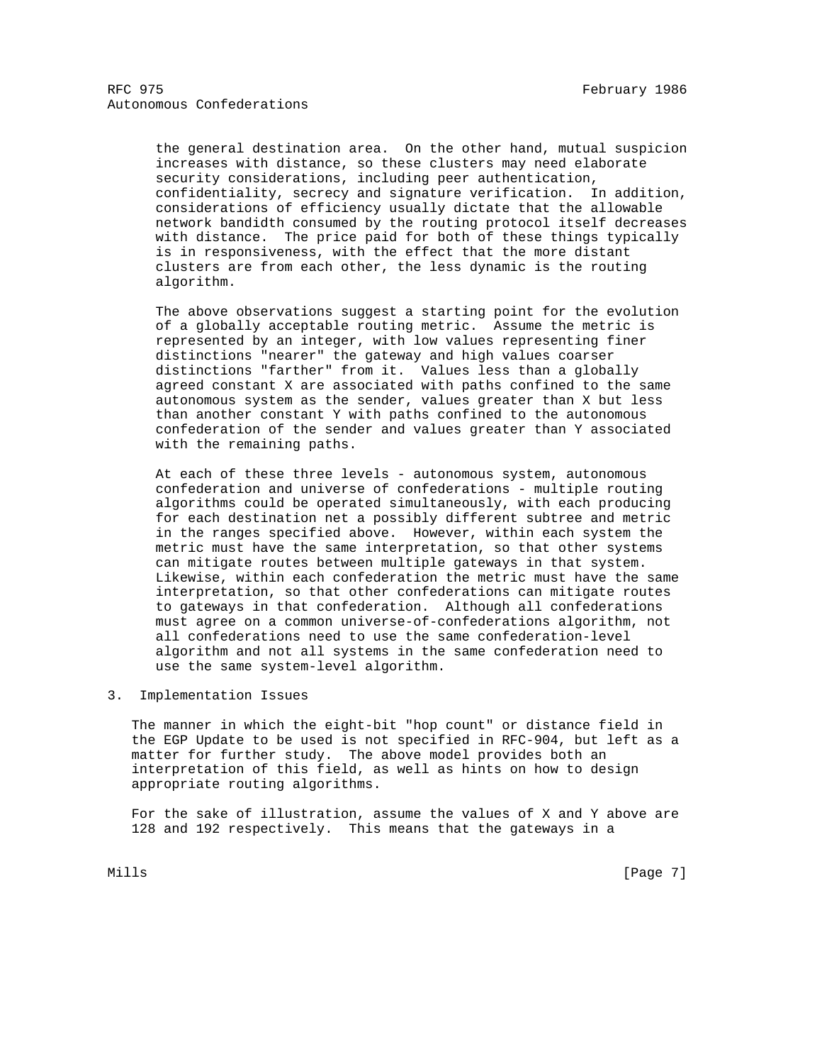the general destination area. On the other hand, mutual suspicion increases with distance, so these clusters may need elaborate security considerations, including peer authentication, confidentiality, secrecy and signature verification. In addition, considerations of efficiency usually dictate that the allowable network bandidth consumed by the routing protocol itself decreases with distance. The price paid for both of these things typically is in responsiveness, with the effect that the more distant clusters are from each other, the less dynamic is the routing algorithm.

The above observations suggest a starting point for the evolution of a globally acceptable routing metric. Assume the metric is represented by an integer, with low values representing finer distinctions "nearer" the gateway and high values coarser distinctions "farther" from it. Values less than a globally agreed constant X are associated with paths confined to the same autonomous system as the sender, values greater than X but less than another constant Y with paths confined to the autonomous confederation of the sender and values greater than Y associated with the remaining paths.

At each of these three levels - autonomous system, autonomous confederation and universe of confederations - multiple routing algorithms could be operated simultaneously, with each producing for each destination net a possibly different subtree and metric in the ranges specified above. However, within each system the metric must have the same interpretation, so that other systems can mitigate routes between multiple gateways in that system. Likewise, within each confederation the metric must have the same interpretation, so that other confederations can mitigate routes to gateways in that confederation. Although all confederations must agree on a common universe-of-confederations algorithm, not all confederations need to use the same confederation-level algorithm and not all systems in the same confederation need to use the same system-level algorithm.

## 3. Implementation Issues

The manner in which the eight-bit "hop count" or distance field in the EGP Update to be used is not specified in RFC-904, but left as a matter for further study. The above model provides both an interpretation of this field, as well as hints on how to design appropriate routing algorithms.

For the sake of illustration, assume the values of X and Y above are 128 and 192 respectively. This means that the gateways in a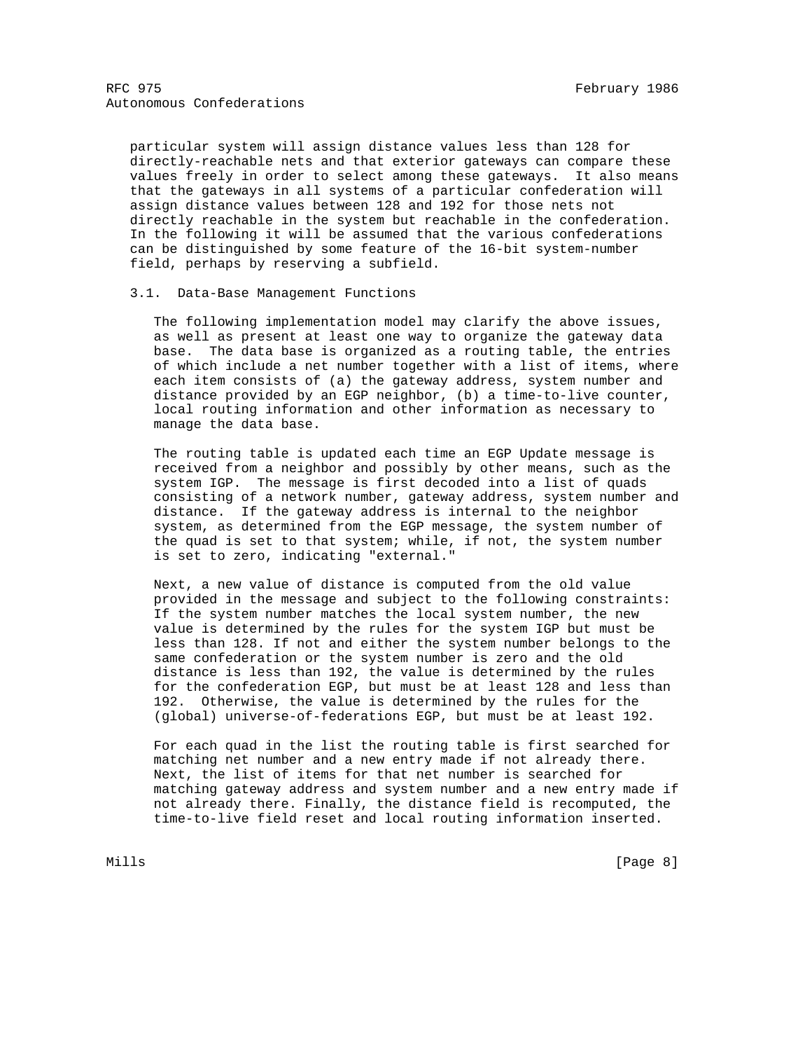particular system will assign distance values less than 128 for directly-reachable nets and that exterior gateways can compare these values freely in order to select among these gateways. It also means that the gateways in all systems of a particular confederation will assign distance values between 128 and 192 for those nets not directly reachable in the system but reachable in the confederation. In the following it will be assumed that the various confederations can be distinguished by some feature of the 16-bit system-number field, perhaps by reserving a subfield.

### 3.1. Data-Base Management Functions

The following implementation model may clarify the above issues, as well as present at least one way to organize the gateway data base. The data base is organized as a routing table, the entries of which include a net number together with a list of items, where each item consists of (a) the gateway address, system number and distance provided by an EGP neighbor, (b) a time-to-live counter, local routing information and other information as necessary to manage the data base.

The routing table is updated each time an EGP Update message is received from a neighbor and possibly by other means, such as the system IGP. The message is first decoded into a list of quads consisting of a network number, gateway address, system number and distance. If the gateway address is internal to the neighbor system, as determined from the EGP message, the system number of the quad is set to that system; while, if not, the system number is set to zero, indicating "external."

Next, a new value of distance is computed from the old value provided in the message and subject to the following constraints: If the system number matches the local system number, the new value is determined by the rules for the system IGP but must be less than 128. If not and either the system number belongs to the same confederation or the system number is zero and the old distance is less than 192, the value is determined by the rules for the confederation EGP, but must be at least 128 and less than 192. Otherwise, the value is determined by the rules for the (global) universe-of-federations EGP, but must be at least 192.

For each quad in the list the routing table is first searched for matching net number and a new entry made if not already there. Next, the list of items for that net number is searched for matching gateway address and system number and a new entry made if not already there. Finally, the distance field is recomputed, the time-to-live field reset and local routing information inserted.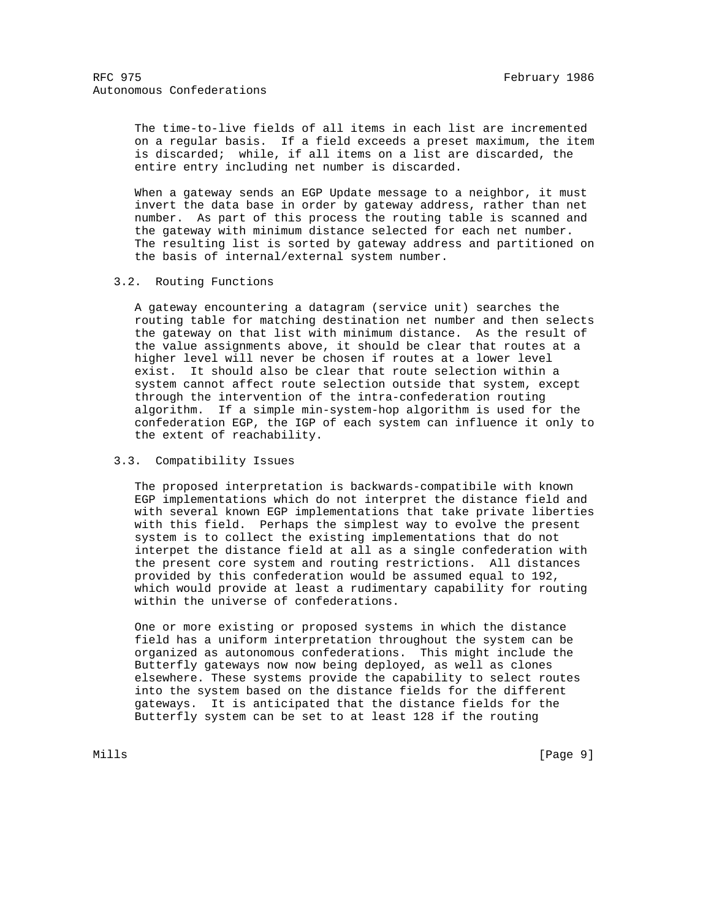The time-to-live fields of all items in each list are incremented on a regular basis. If a field exceeds a preset maximum, the item is discarded; while, if all items on a list are discarded, the entire entry including net number is discarded.

When a gateway sends an EGP Update message to a neighbor, it must invert the data base in order by gateway address, rather than net number. As part of this process the routing table is scanned and the gateway with minimum distance selected for each net number. The resulting list is sorted by gateway address and partitioned on the basis of internal/external system number.

### 3.2. Routing Functions

A gateway encountering a datagram (service unit) searches the routing table for matching destination net number and then selects the gateway on that list with minimum distance. As the result of the value assignments above, it should be clear that routes at a higher level will never be chosen if routes at a lower level exist. It should also be clear that route selection within a system cannot affect route selection outside that system, except through the intervention of the intra-confederation routing algorithm. If a simple min-system-hop algorithm is used for the confederation EGP, the IGP of each system can influence it only to the extent of reachability.

### 3.3. Compatibility Issues

The proposed interpretation is backwards-compatibile with known EGP implementations which do not interpret the distance field and with several known EGP implementations that take private liberties with this field. Perhaps the simplest way to evolve the present system is to collect the existing implementations that do not interpet the distance field at all as a single confederation with the present core system and routing restrictions. All distances provided by this confederation would be assumed equal to 192, which would provide at least a rudimentary capability for routing within the universe of confederations.

One or more existing or proposed systems in which the distance field has a uniform interpretation throughout the system can be organized as autonomous confederations. This might include the Butterfly gateways now now being deployed, as well as clones elsewhere. These systems provide the capability to select routes into the system based on the distance fields for the different gateways. It is anticipated that the distance fields for the Butterfly system can be set to at least 128 if the routing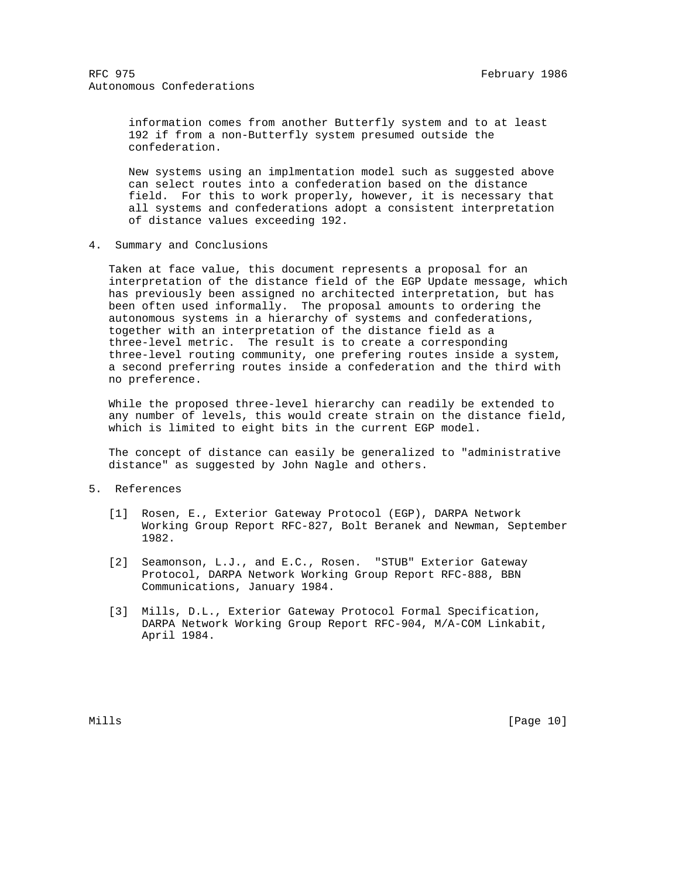information comes from another Butterfly system and to at least 192 if from a non-Butterfly system presumed outside the confederation.

New systems using an implmentation model such as suggested above can select routes into a confederation based on the distance field. For this to work properly, however, it is necessary that all systems and confederations adopt a consistent interpretation of distance values exceeding 192.

## 4. Summary and Conclusions

Taken at face value, this document represents a proposal for an interpretation of the distance field of the EGP Update message, which has previously been assigned no architected interpretation, but has been often used informally. The proposal amounts to ordering the autonomous systems in a hierarchy of systems and confederations, together with an interpretation of the distance field as a three-level metric. The result is to create a corresponding three-level routing community, one prefering routes inside a system, a second preferring routes inside a confederation and the third with no preference.

While the proposed three-level hierarchy can readily be extended to any number of levels, this would create strain on the distance field, which is limited to eight bits in the current EGP model.

The concept of distance can easily be generalized to "administrative distance" as suggested by John Nagle and others.

## 5. References

[1] Rosen, E., Exterior Gateway Protocol (EGP), DARPA Network Working Group Report RFC-827, Bolt Beranek and Newman, September 1982.

[2] Seamonson, L.J., and E.C., Rosen. "STUB" Exterior Gateway Protocol, DARPA Network Working Group Report RFC-888, BBN Communications, January 1984.

[3] Mills, D.L., Exterior Gateway Protocol Formal Specification, DARPA Network Working Group Report RFC-904, M/A-COM Linkabit, April 1984.